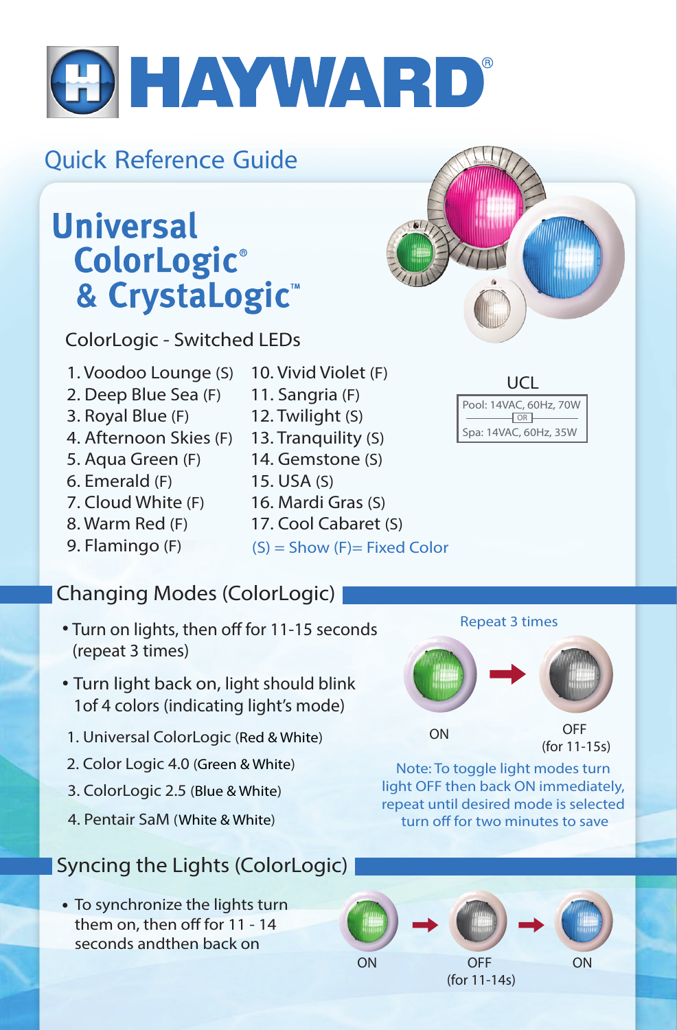# HAYWARD®

## Quick Reference Guide

# Universal ColorLogic® & CrystaLogic™

### ColorLogic - Switched LEDs

1. Voodoo Lounge (S)
2. Deep Blue Sea (F)
3. Royal Blue (F)
4. Afternoon Skies (F)
5. Aqua Green (F)
6. Emerald (F)
7. Cloud White (F)
8. Warm Red (F)
9. Flamingo (F)
10. Vivid Violet (F)
11. Sangria (F)
12. Twilight (S)
13. Tranquility (S)
14. Gemstone (S)
15. USA (S)
16. Mardi Gras (S)
17. Cool Cabaret (S)

(S) = Show (F)= Fixed Color

**UCL**

Pool: 14VAC, 60Hz, 70W

OR

Spa: 14VAC, 60Hz, 35W

## Changing Modes (ColorLogic)

- Turn on lights, then off for 11-15 seconds (repeat 3 times)
- Turn light back on, light should blink 1of 4 colors (indicating light's mode)

1. Universal ColorLogic (Red & White)
2. Color Logic 4.0 (Green & White)
3. ColorLogic 2.5 (Blue & White)
4. Pentair SaM (White & White)

Repeat 3 times

ON → OFF (for 11-15s)

Note: To toggle light modes turn light OFF then back ON immediately, repeat until desired mode is selected turn off for two minutes to save

## Syncing the Lights (ColorLogic)

- To synchronize the lights turn them on, then off for 11 - 14 seconds andthen back on

ON → OFF (for 11-14s) → ON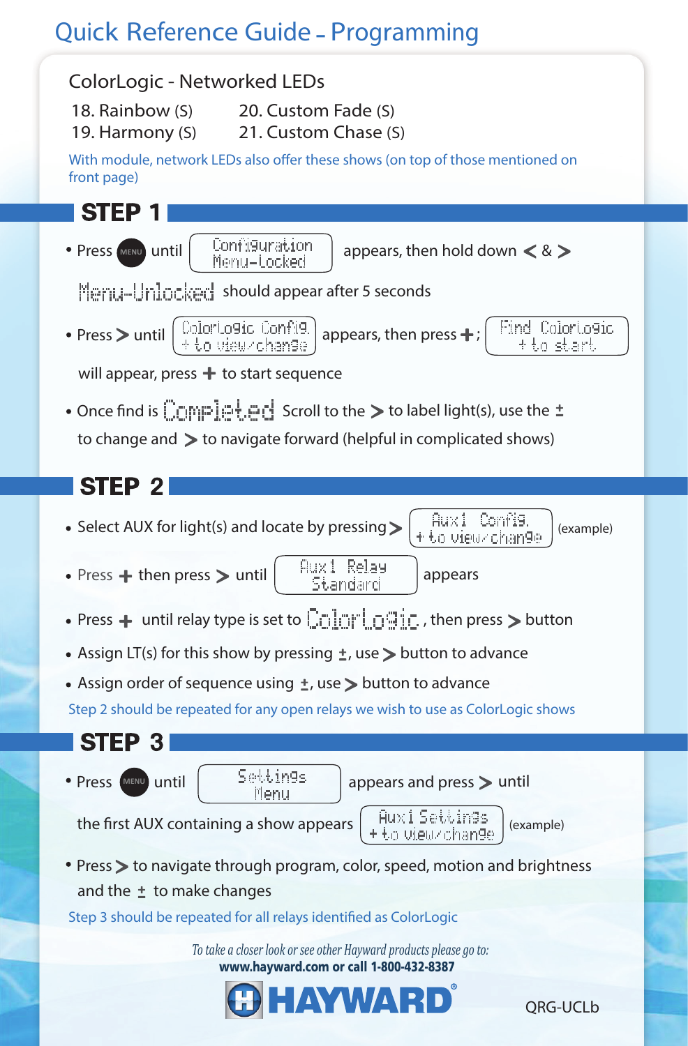# Quick Reference Guide – Programming

## ColorLogic - Networked LEDs

18. Rainbow (S)
19. Harmony (S)
20. Custom Fade (S)
21. Custom Chase (S)

With module, network LEDs also offer these shows (on top of those mentioned on front page)

## STEP 1

- Press MENU until `Configuration Menu-Locked` appears, then hold down < & >

  `Menu-Unlocked` should appear after 5 seconds

- Press > until `ColorLogic Config. + to view/change` appears, then press +; `Find ColorLogic + to start` will appear, press + to start sequence

- Once find is `Completed` Scroll to the > to label light(s), use the ± to change and > to navigate forward (helpful in complicated shows)

## STEP 2

- Select AUX for light(s) and locate by pressing > `Aux1 Config. + to view/change` (example)
- Press + then press > until `Aux1 Relay Standard` appears
- Press + until relay type is set to `ColorLogic`, then press > button
- Assign LT(s) for this show by pressing ±, use > button to advance
- Assign order of sequence using ±, use > button to advance

Step 2 should be repeated for any open relays we wish to use as ColorLogic shows

## STEP 3

- Press MENU until `Settings Menu` appears and press > until the first AUX containing a show appears `Aux1 Settings + to view/change` (example)
- Press > to navigate through program, color, speed, motion and brightness and the ± to make changes

Step 3 should be repeated for all relays identified as ColorLogic

*To take a closer look or see other Hayward products please go to:*
**www.hayward.com or call 1-800-432-8387**

HAYWARD®

QRG-UCLb